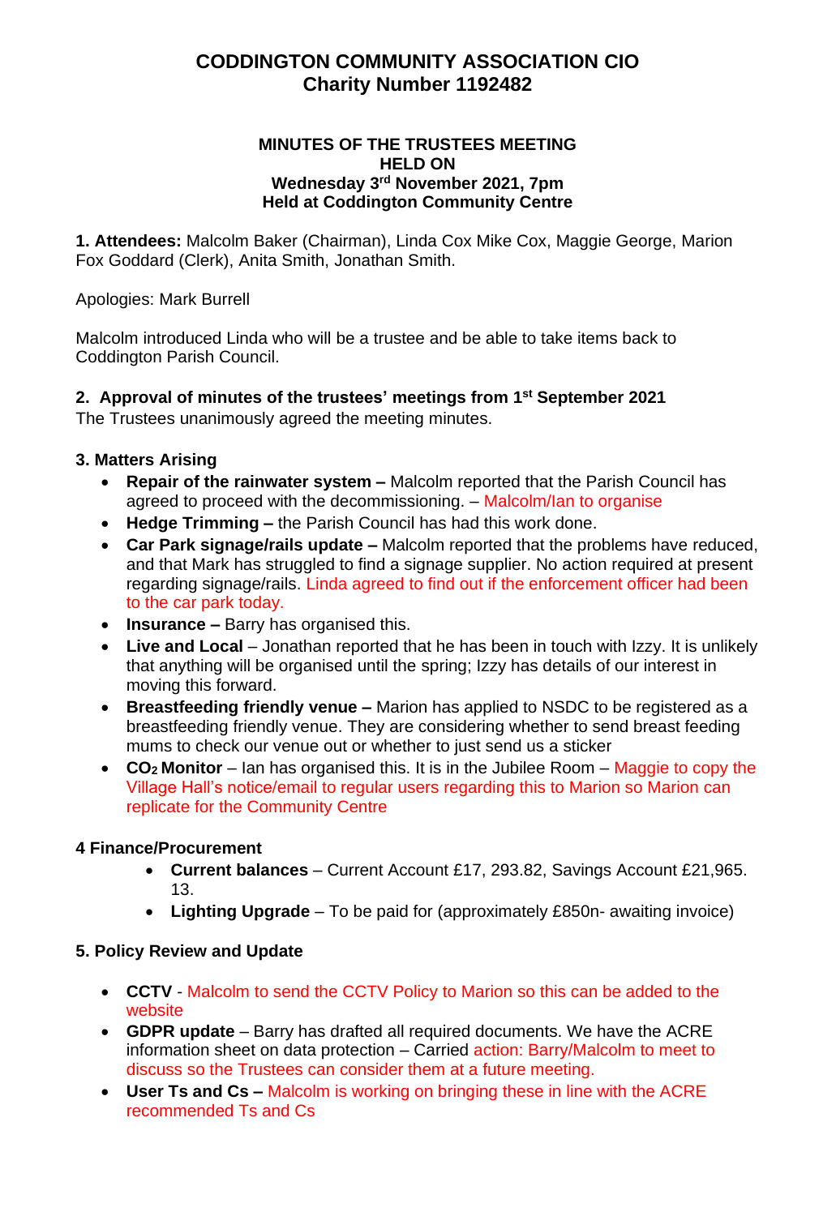# CODDINGTON COMMUNITY ASSOCIATION CIO
## Charity Number 1192482

**MINUTES OF THE TRUSTEES MEETING HELD ON Wednesday 3rd November 2021, 7pm Held at Coddington Community Centre**

**1. Attendees:** Malcolm Baker (Chairman), Linda Cox Mike Cox, Maggie George, Marion Fox Goddard (Clerk), Anita Smith, Jonathan Smith.

Apologies: Mark Burrell

Malcolm introduced Linda who will be a trustee and be able to take items back to Coddington Parish Council.

**2. Approval of minutes of the trustees' meetings from 1st September 2021**

The Trustees unanimously agreed the meeting minutes.

**3. Matters Arising**

- **Repair of the rainwater system –** Malcolm reported that the Parish Council has agreed to proceed with the decommissioning. – Malcolm/Ian to organise
- **Hedge Trimming –** the Parish Council has had this work done.
- **Car Park signage/rails update –** Malcolm reported that the problems have reduced, and that Mark has struggled to find a signage supplier. No action required at present regarding signage/rails. Linda agreed to find out if the enforcement officer had been to the car park today.
- **Insurance –** Barry has organised this.
- **Live and Local** – Jonathan reported that he has been in touch with Izzy. It is unlikely that anything will be organised until the spring; Izzy has details of our interest in moving this forward.
- **Breastfeeding friendly venue –** Marion has applied to NSDC to be registered as a breastfeeding friendly venue. They are considering whether to send breast feeding mums to check our venue out or whether to just send us a sticker
- **$CO_2$ Monitor** – Ian has organised this. It is in the Jubilee Room – Maggie to copy the Village Hall's notice/email to regular users regarding this to Marion so Marion can replicate for the Community Centre

**4 Finance/Procurement**

- **Current balances** – Current Account £17, 293.82, Savings Account £21,965. 13.
- **Lighting Upgrade** – To be paid for (approximately £850n- awaiting invoice)

**5. Policy Review and Update**

- **CCTV** - Malcolm to send the CCTV Policy to Marion so this can be added to the website
- **GDPR update** – Barry has drafted all required documents. We have the ACRE information sheet on data protection – Carried action: Barry/Malcolm to meet to discuss so the Trustees can consider them at a future meeting.
- **User Ts and Cs –** Malcolm is working on bringing these in line with the ACRE recommended Ts and Cs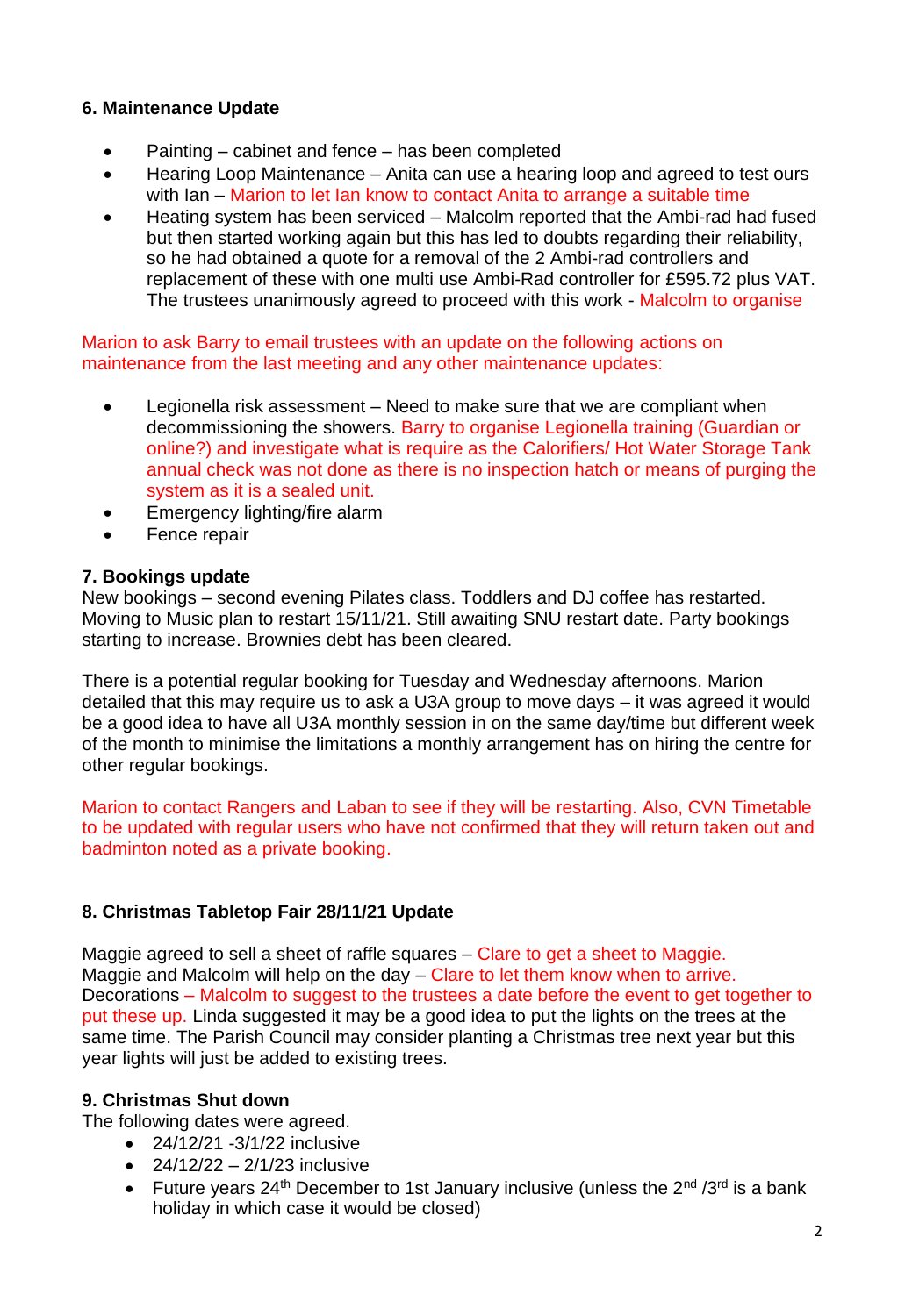**6. Maintenance Update**

- Painting – cabinet and fence – has been completed
- Hearing Loop Maintenance – Anita can use a hearing loop and agreed to test ours with Ian – Marion to let Ian know to contact Anita to arrange a suitable time
- Heating system has been serviced – Malcolm reported that the Ambi-rad had fused but then started working again but this has led to doubts regarding their reliability, so he had obtained a quote for a removal of the 2 Ambi-rad controllers and replacement of these with one multi use Ambi-Rad controller for £595.72 plus VAT. The trustees unanimously agreed to proceed with this work - Malcolm to organise

Marion to ask Barry to email trustees with an update on the following actions on maintenance from the last meeting and any other maintenance updates:

- Legionella risk assessment – Need to make sure that we are compliant when decommissioning the showers. Barry to organise Legionella training (Guardian or online?) and investigate what is require as the Calorifiers/ Hot Water Storage Tank annual check was not done as there is no inspection hatch or means of purging the system as it is a sealed unit.
- Emergency lighting/fire alarm
- Fence repair

**7. Bookings update**

New bookings – second evening Pilates class. Toddlers and DJ coffee has restarted. Moving to Music plan to restart 15/11/21. Still awaiting SNU restart date. Party bookings starting to increase. Brownies debt has been cleared.

There is a potential regular booking for Tuesday and Wednesday afternoons. Marion detailed that this may require us to ask a U3A group to move days – it was agreed it would be a good idea to have all U3A monthly session in on the same day/time but different week of the month to minimise the limitations a monthly arrangement has on hiring the centre for other regular bookings.

Marion to contact Rangers and Laban to see if they will be restarting. Also, CVN Timetable to be updated with regular users who have not confirmed that they will return taken out and badminton noted as a private booking.

**8. Christmas Tabletop Fair 28/11/21 Update**

Maggie agreed to sell a sheet of raffle squares – Clare to get a sheet to Maggie.
Maggie and Malcolm will help on the day – Clare to let them know when to arrive.
Decorations – Malcolm to suggest to the trustees a date before the event to get together to put these up. Linda suggested it may be a good idea to put the lights on the trees at the same time. The Parish Council may consider planting a Christmas tree next year but this year lights will just be added to existing trees.

**9. Christmas Shut down**

The following dates were agreed.

- 24/12/21 -3/1/22 inclusive
- 24/12/22 – 2/1/23 inclusive
- Future years 24th December to 1st January inclusive (unless the 2nd /3rd is a bank holiday in which case it would be closed)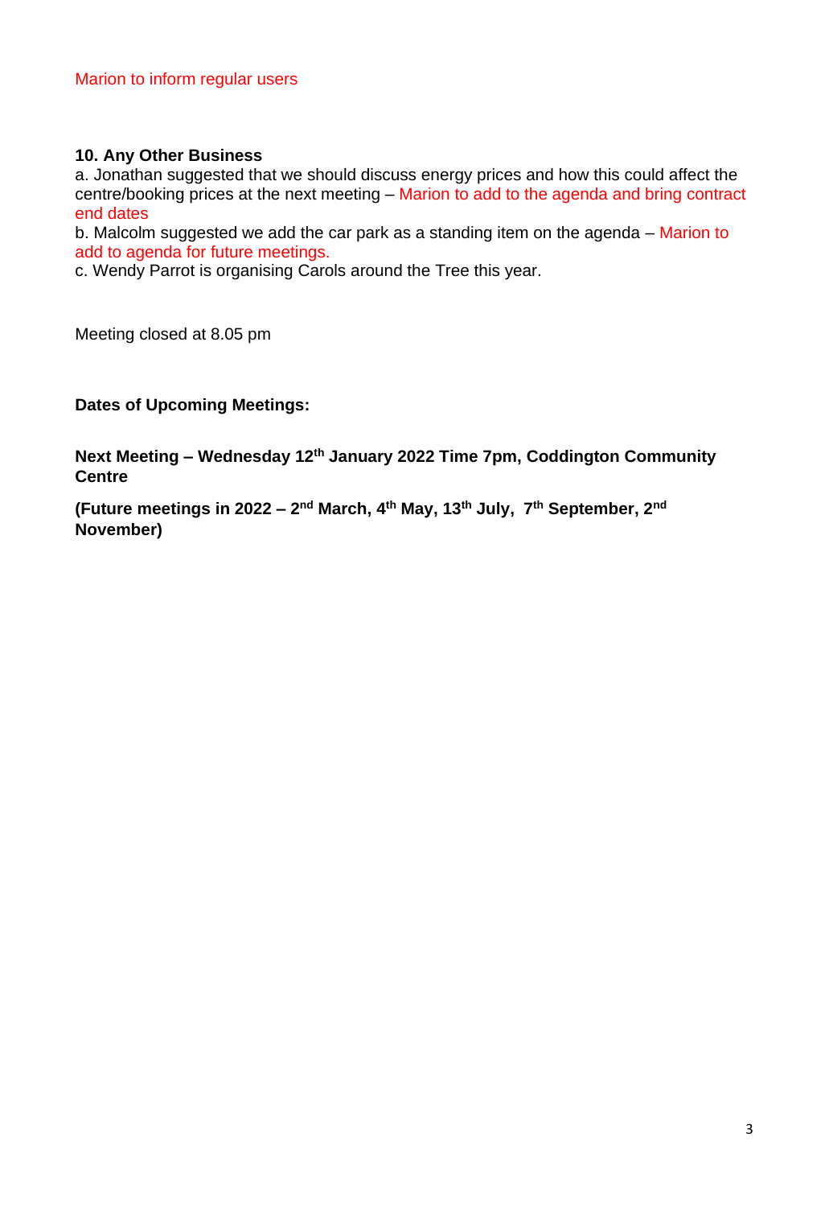Marion to inform regular users

**10. Any Other Business**

a. Jonathan suggested that we should discuss energy prices and how this could affect the centre/booking prices at the next meeting – Marion to add to the agenda and bring contract end dates

b. Malcolm suggested we add the car park as a standing item on the agenda – Marion to add to agenda for future meetings.

c. Wendy Parrot is organising Carols around the Tree this year.

Meeting closed at 8.05 pm

**Dates of Upcoming Meetings:**

**Next Meeting – Wednesday 12th January 2022 Time 7pm, Coddington Community Centre**

**(Future meetings in 2022 – 2nd March, 4th May, 13th July, 7th September, 2nd November)**